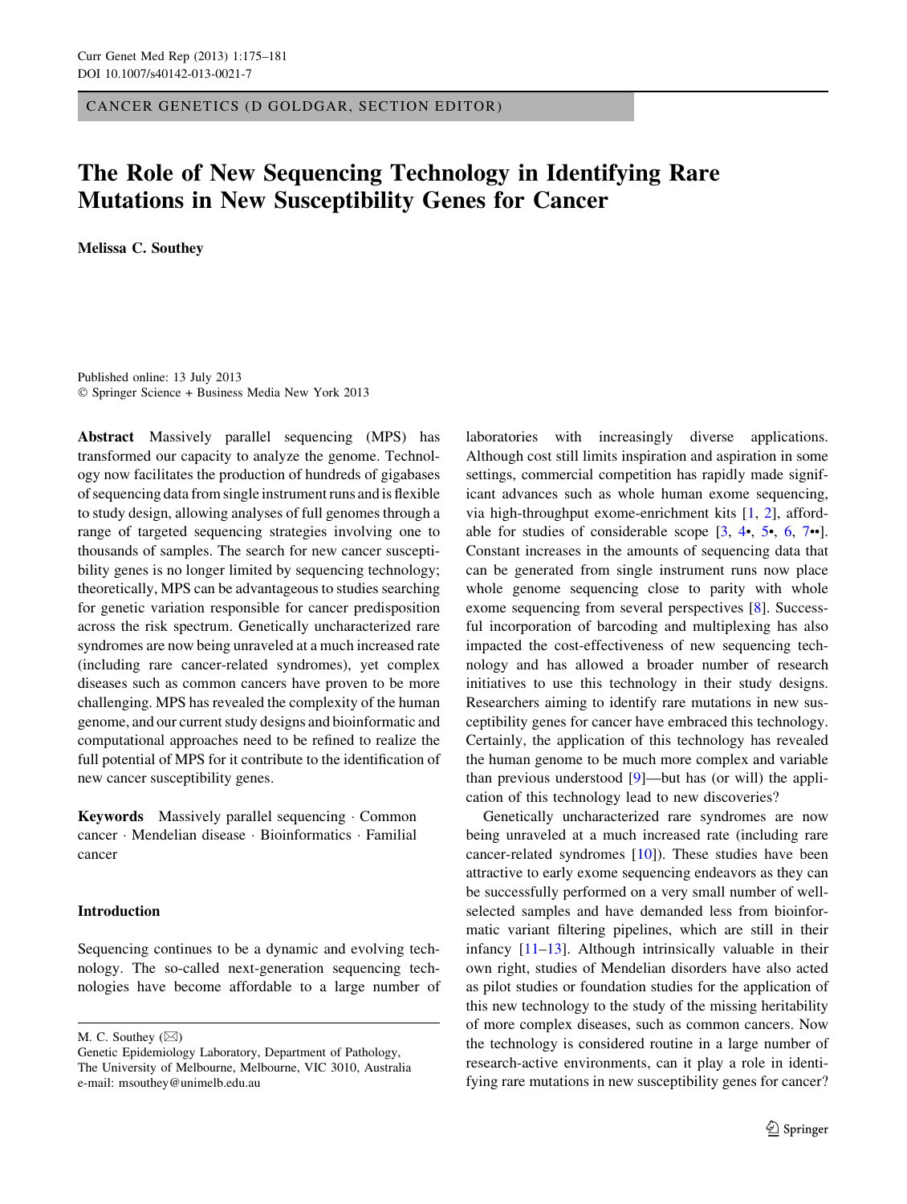CANCER GENETICS (D GOLDGAR, SECTION EDITOR)

# The Role of New Sequencing Technology in Identifying Rare Mutations in New Susceptibility Genes for Cancer

**Melissa C. Southey**

Published online: 13 July 2013
© Springer Science + Business Media New York 2013

**Abstract** Massively parallel sequencing (MPS) has transformed our capacity to analyze the genome. Technology now facilitates the production of hundreds of gigabases of sequencing data from single instrument runs and is flexible to study design, allowing analyses of full genomes through a range of targeted sequencing strategies involving one to thousands of samples. The search for new cancer susceptibility genes is no longer limited by sequencing technology; theoretically, MPS can be advantageous to studies searching for genetic variation responsible for cancer predisposition across the risk spectrum. Genetically uncharacterized rare syndromes are now being unraveled at a much increased rate (including rare cancer-related syndromes), yet complex diseases such as common cancers have proven to be more challenging. MPS has revealed the complexity of the human genome, and our current study designs and bioinformatic and computational approaches need to be refined to realize the full potential of MPS for it contribute to the identification of new cancer susceptibility genes.

**Keywords** Massively parallel sequencing · Common cancer · Mendelian disease · Bioinformatics · Familial cancer

## Introduction

Sequencing continues to be a dynamic and evolving technology. The so-called next-generation sequencing technologies have become affordable to a large number of laboratories with increasingly diverse applications. Although cost still limits inspiration and aspiration in some settings, commercial competition has rapidly made significant advances such as whole human exome sequencing, via high-throughput exome-enrichment kits [1, 2], affordable for studies of considerable scope [3, 4•, 5•, 6, 7••]. Constant increases in the amounts of sequencing data that can be generated from single instrument runs now place whole genome sequencing close to parity with whole exome sequencing from several perspectives [8]. Successful incorporation of barcoding and multiplexing has also impacted the cost-effectiveness of new sequencing technology and has allowed a broader number of research initiatives to use this technology in their study designs. Researchers aiming to identify rare mutations in new susceptibility genes for cancer have embraced this technology. Certainly, the application of this technology has revealed the human genome to be much more complex and variable than previous understood [9]—but has (or will) the application of this technology lead to new discoveries?

Genetically uncharacterized rare syndromes are now being unraveled at a much increased rate (including rare cancer-related syndromes [10]). These studies have been attractive to early exome sequencing endeavors as they can be successfully performed on a very small number of well-selected samples and have demanded less from bioinformatic variant filtering pipelines, which are still in their infancy [11–13]. Although intrinsically valuable in their own right, studies of Mendelian disorders have also acted as pilot studies or foundation studies for the application of this new technology to the study of the missing heritability of more complex diseases, such as common cancers. Now the technology is considered routine in a large number of research-active environments, can it play a role in identifying rare mutations in new susceptibility genes for cancer?

M. C. Southey (✉)
Genetic Epidemiology Laboratory, Department of Pathology, The University of Melbourne, Melbourne, VIC 3010, Australia
e-mail: msouthey@unimelb.edu.au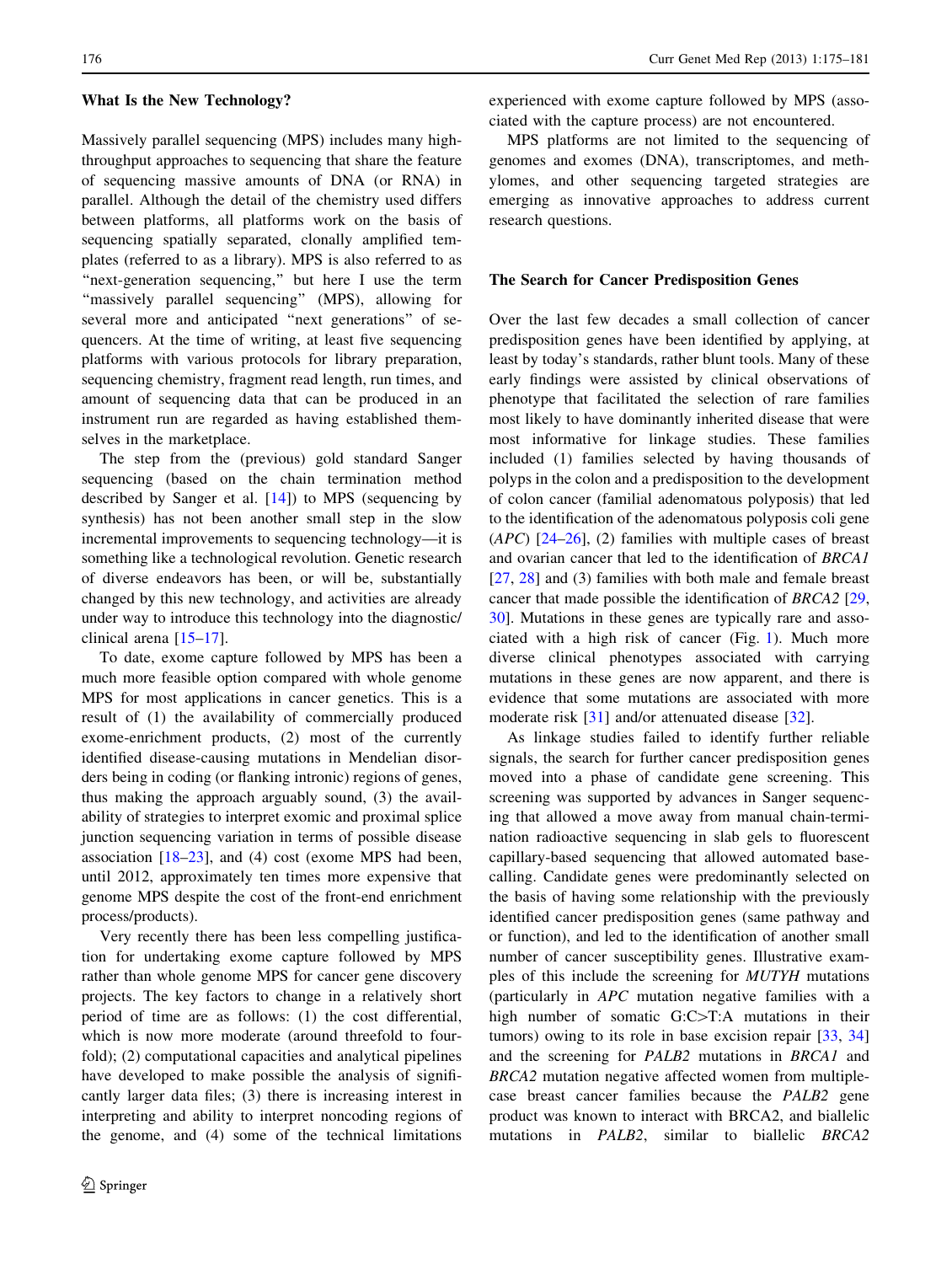## What Is the New Technology?

Massively parallel sequencing (MPS) includes many high-throughput approaches to sequencing that share the feature of sequencing massive amounts of DNA (or RNA) in parallel. Although the detail of the chemistry used differs between platforms, all platforms work on the basis of sequencing spatially separated, clonally amplified templates (referred to as a library). MPS is also referred to as "next-generation sequencing," but here I use the term "massively parallel sequencing" (MPS), allowing for several more and anticipated "next generations" of sequencers. At the time of writing, at least five sequencing platforms with various protocols for library preparation, sequencing chemistry, fragment read length, run times, and amount of sequencing data that can be produced in an instrument run are regarded as having established themselves in the marketplace.

The step from the (previous) gold standard Sanger sequencing (based on the chain termination method described by Sanger et al. [14]) to MPS (sequencing by synthesis) has not been another small step in the slow incremental improvements to sequencing technology—it is something like a technological revolution. Genetic research of diverse endeavors has been, or will be, substantially changed by this new technology, and activities are already under way to introduce this technology into the diagnostic/clinical arena [15–17].

To date, exome capture followed by MPS has been a much more feasible option compared with whole genome MPS for most applications in cancer genetics. This is a result of (1) the availability of commercially produced exome-enrichment products, (2) most of the currently identified disease-causing mutations in Mendelian disorders being in coding (or flanking intronic) regions of genes, thus making the approach arguably sound, (3) the availability of strategies to interpret exomic and proximal splice junction sequencing variation in terms of possible disease association [18–23], and (4) cost (exome MPS had been, until 2012, approximately ten times more expensive that genome MPS despite the cost of the front-end enrichment process/products).

Very recently there has been less compelling justification for undertaking exome capture followed by MPS rather than whole genome MPS for cancer gene discovery projects. The key factors to change in a relatively short period of time are as follows: (1) the cost differential, which is now more moderate (around threefold to fourfold); (2) computational capacities and analytical pipelines have developed to make possible the analysis of significantly larger data files; (3) there is increasing interest in interpreting and ability to interpret noncoding regions of the genome, and (4) some of the technical limitations experienced with exome capture followed by MPS (associated with the capture process) are not encountered.

MPS platforms are not limited to the sequencing of genomes and exomes (DNA), transcriptomes, and methylomes, and other sequencing targeted strategies are emerging as innovative approaches to address current research questions.

## The Search for Cancer Predisposition Genes

Over the last few decades a small collection of cancer predisposition genes have been identified by applying, at least by today's standards, rather blunt tools. Many of these early findings were assisted by clinical observations of phenotype that facilitated the selection of rare families most likely to have dominantly inherited disease that were most informative for linkage studies. These families included (1) families selected by having thousands of polyps in the colon and a predisposition to the development of colon cancer (familial adenomatous polyposis) that led to the identification of the adenomatous polyposis coli gene (*APC*) [24–26], (2) families with multiple cases of breast and ovarian cancer that led to the identification of *BRCA1* [27, 28] and (3) families with both male and female breast cancer that made possible the identification of *BRCA2* [29, 30]. Mutations in these genes are typically rare and associated with a high risk of cancer (Fig. 1). Much more diverse clinical phenotypes associated with carrying mutations in these genes are now apparent, and there is evidence that some mutations are associated with more moderate risk [31] and/or attenuated disease [32].

As linkage studies failed to identify further reliable signals, the search for further cancer predisposition genes moved into a phase of candidate gene screening. This screening was supported by advances in Sanger sequencing that allowed a move away from manual chain-termination radioactive sequencing in slab gels to fluorescent capillary-based sequencing that allowed automated base-calling. Candidate genes were predominantly selected on the basis of having some relationship with the previously identified cancer predisposition genes (same pathway and or function), and led to the identification of another small number of cancer susceptibility genes. Illustrative examples of this include the screening for *MUTYH* mutations (particularly in *APC* mutation negative families with a high number of somatic G:C>T:A mutations in their tumors) owing to its role in base excision repair [33, 34] and the screening for *PALB2* mutations in *BRCA1* and *BRCA2* mutation negative affected women from multiple-case breast cancer families because the *PALB2* gene product was known to interact with BRCA2, and biallelic mutations in *PALB2*, similar to biallelic *BRCA2*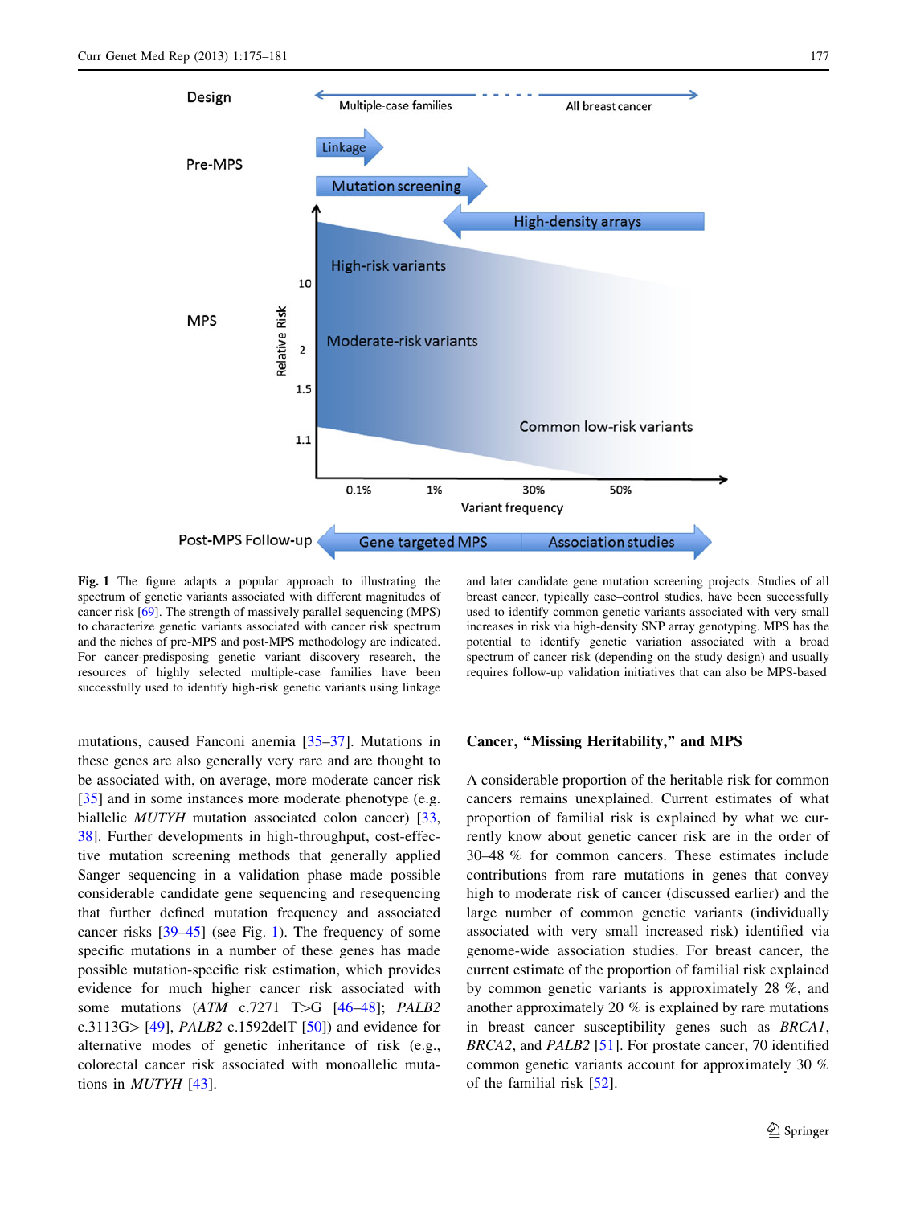**Fig. 1** The figure adapts a popular approach to illustrating the spectrum of genetic variants associated with different magnitudes of cancer risk [69]. The strength of massively parallel sequencing (MPS) to characterize genetic variants associated with cancer risk spectrum and the niches of pre-MPS and post-MPS methodology are indicated. For cancer-predisposing genetic variant discovery research, the resources of highly selected multiple-case families have been successfully used to identify high-risk genetic variants using linkage and later candidate gene mutation screening projects. Studies of all breast cancer, typically case–control studies, have been successfully used to identify common genetic variants associated with very small increases in risk via high-density SNP array genotyping. MPS has the potential to identify genetic variation associated with a broad spectrum of cancer risk (depending on the study design) and usually requires follow-up validation initiatives that can also be MPS-based

mutations, caused Fanconi anemia [35–37]. Mutations in these genes are also generally very rare and are thought to be associated with, on average, more moderate cancer risk [35] and in some instances more moderate phenotype (e.g. biallelic *MUTYH* mutation associated colon cancer) [33, 38]. Further developments in high-throughput, cost-effective mutation screening methods that generally applied Sanger sequencing in a validation phase made possible considerable candidate gene sequencing and resequencing that further defined mutation frequency and associated cancer risks [39–45] (see Fig. 1). The frequency of some specific mutations in a number of these genes has made possible mutation-specific risk estimation, which provides evidence for much higher cancer risk associated with some mutations (*ATM* c.7271 T>G [46–48]; *PALB2* c.3113G> [49], *PALB2* c.1592delT [50]) and evidence for alternative modes of genetic inheritance of risk (e.g., colorectal cancer risk associated with monoallelic mutations in *MUTYH* [43].

## Cancer, "Missing Heritability," and MPS

A considerable proportion of the heritable risk for common cancers remains unexplained. Current estimates of what proportion of familial risk is explained by what we currently know about genetic cancer risk are in the order of 30–48 % for common cancers. These estimates include contributions from rare mutations in genes that convey high to moderate risk of cancer (discussed earlier) and the large number of common genetic variants (individually associated with very small increased risk) identified via genome-wide association studies. For breast cancer, the current estimate of the proportion of familial risk explained by common genetic variants is approximately 28 %, and another approximately 20 % is explained by rare mutations in breast cancer susceptibility genes such as *BRCA1*, *BRCA2*, and *PALB2* [51]. For prostate cancer, 70 identified common genetic variants account for approximately 30 % of the familial risk [52].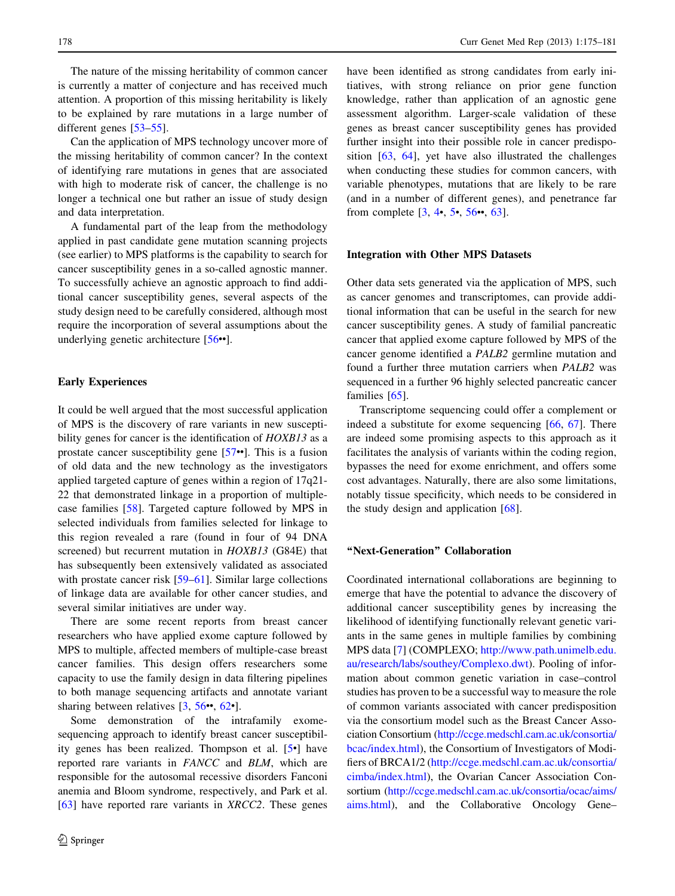The nature of the missing heritability of common cancer is currently a matter of conjecture and has received much attention. A proportion of this missing heritability is likely to be explained by rare mutations in a large number of different genes [53–55].

Can the application of MPS technology uncover more of the missing heritability of common cancer? In the context of identifying rare mutations in genes that are associated with high to moderate risk of cancer, the challenge is no longer a technical one but rather an issue of study design and data interpretation.

A fundamental part of the leap from the methodology applied in past candidate gene mutation scanning projects (see earlier) to MPS platforms is the capability to search for cancer susceptibility genes in a so-called agnostic manner. To successfully achieve an agnostic approach to find additional cancer susceptibility genes, several aspects of the study design need to be carefully considered, although most require the incorporation of several assumptions about the underlying genetic architecture [56••].

## Early Experiences

It could be well argued that the most successful application of MPS is the discovery of rare variants in new susceptibility genes for cancer is the identification of *HOXB13* as a prostate cancer susceptibility gene [57••]. This is a fusion of old data and the new technology as the investigators applied targeted capture of genes within a region of 17q21-22 that demonstrated linkage in a proportion of multiple-case families [58]. Targeted capture followed by MPS in selected individuals from families selected for linkage to this region revealed a rare (found in four of 94 DNA screened) but recurrent mutation in *HOXB13* (G84E) that has subsequently been extensively validated as associated with prostate cancer risk [59–61]. Similar large collections of linkage data are available for other cancer studies, and several similar initiatives are under way.

There are some recent reports from breast cancer researchers who have applied exome capture followed by MPS to multiple, affected members of multiple-case breast cancer families. This design offers researchers some capacity to use the family design in data filtering pipelines to both manage sequencing artifacts and annotate variant sharing between relatives [3, 56••, 62•].

Some demonstration of the intrafamily exome-sequencing approach to identify breast cancer susceptibility genes has been realized. Thompson et al. [5•] have reported rare variants in *FANCC* and *BLM*, which are responsible for the autosomal recessive disorders Fanconi anemia and Bloom syndrome, respectively, and Park et al. [63] have reported rare variants in *XRCC2*. These genes have been identified as strong candidates from early initiatives, with strong reliance on prior gene function knowledge, rather than application of an agnostic gene assessment algorithm. Larger-scale validation of these genes as breast cancer susceptibility genes has provided further insight into their possible role in cancer predisposition [63, 64], yet have also illustrated the challenges when conducting these studies for common cancers, with variable phenotypes, mutations that are likely to be rare (and in a number of different genes), and penetrance far from complete [3, 4•, 5•, 56••, 63].

## Integration with Other MPS Datasets

Other data sets generated via the application of MPS, such as cancer genomes and transcriptomes, can provide additional information that can be useful in the search for new cancer susceptibility genes. A study of familial pancreatic cancer that applied exome capture followed by MPS of the cancer genome identified a *PALB2* germline mutation and found a further three mutation carriers when *PALB2* was sequenced in a further 96 highly selected pancreatic cancer families [65].

Transcriptome sequencing could offer a complement or indeed a substitute for exome sequencing [66, 67]. There are indeed some promising aspects to this approach as it facilitates the analysis of variants within the coding region, bypasses the need for exome enrichment, and offers some cost advantages. Naturally, there are also some limitations, notably tissue specificity, which needs to be considered in the study design and application [68].

## "Next-Generation" Collaboration

Coordinated international collaborations are beginning to emerge that have the potential to advance the discovery of additional cancer susceptibility genes by increasing the likelihood of identifying functionally relevant genetic variants in the same genes in multiple families by combining MPS data [7] (COMPLEXO; http://www.path.unimelb.edu.au/research/labs/southey/Complexo.dwt). Pooling of information about common genetic variation in case–control studies has proven to be a successful way to measure the role of common variants associated with cancer predisposition via the consortium model such as the Breast Cancer Association Consortium (http://ccge.medschl.cam.ac.uk/consortia/bcac/index.html), the Consortium of Investigators of Modifiers of BRCA1/2 (http://ccge.medschl.cam.ac.uk/consortia/cimba/index.html), the Ovarian Cancer Association Consortium (http://ccge.medschl.cam.ac.uk/consortia/ocac/aims/aims.html), and the Collaborative Oncology Gene–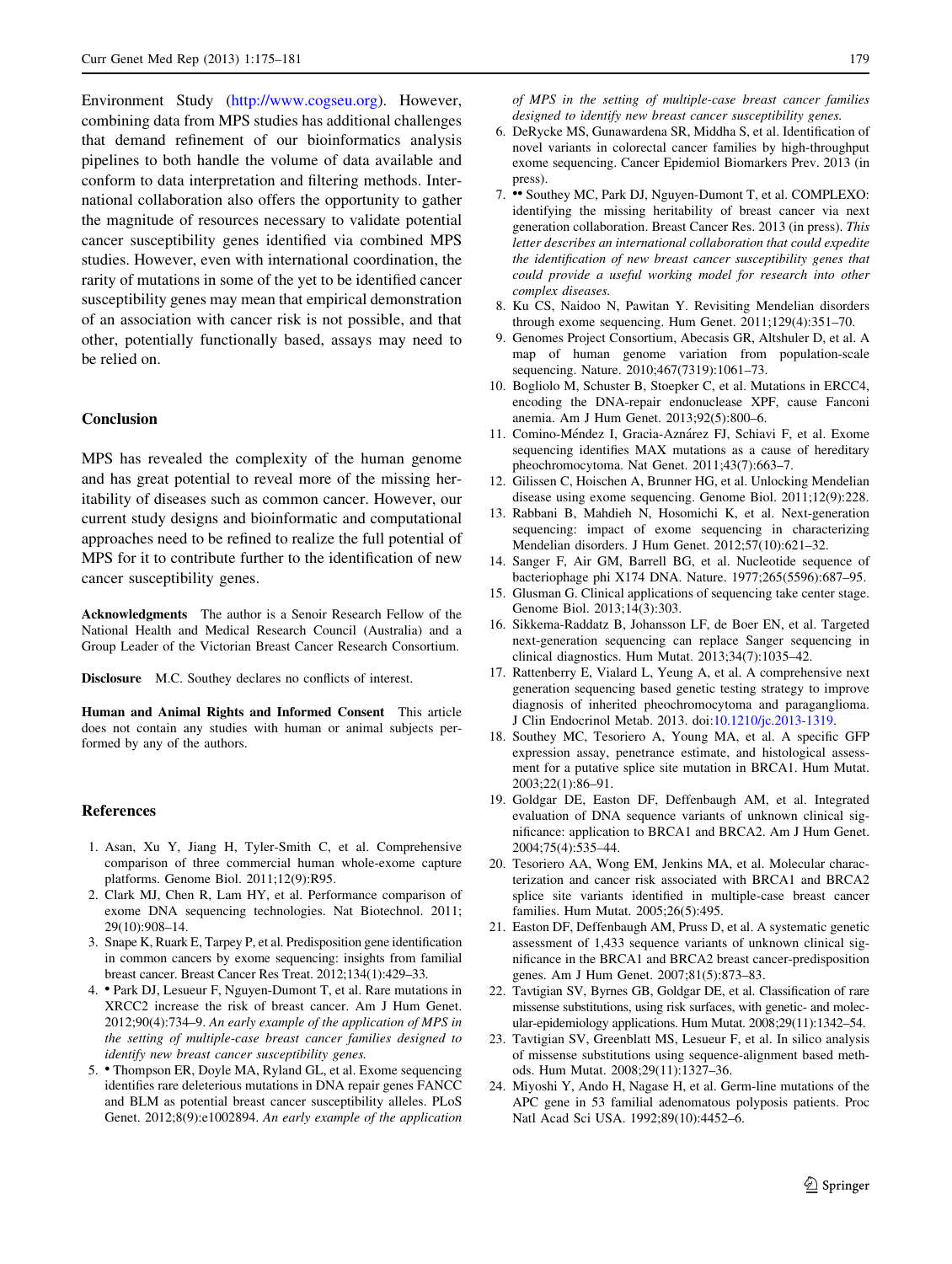Environment Study (http://www.cogseu.org). However, combining data from MPS studies has additional challenges that demand refinement of our bioinformatics analysis pipelines to both handle the volume of data available and conform to data interpretation and filtering methods. International collaboration also offers the opportunity to gather the magnitude of resources necessary to validate potential cancer susceptibility genes identified via combined MPS studies. However, even with international coordination, the rarity of mutations in some of the yet to be identified cancer susceptibility genes may mean that empirical demonstration of an association with cancer risk is not possible, and that other, potentially functionally based, assays may need to be relied on.

## Conclusion

MPS has revealed the complexity of the human genome and has great potential to reveal more of the missing heritability of diseases such as common cancer. However, our current study designs and bioinformatic and computational approaches need to be refined to realize the full potential of MPS for it to contribute further to the identification of new cancer susceptibility genes.

**Acknowledgments** The author is a Senoir Research Fellow of the National Health and Medical Research Council (Australia) and a Group Leader of the Victorian Breast Cancer Research Consortium.

**Disclosure** M.C. Southey declares no conflicts of interest.

**Human and Animal Rights and Informed Consent** This article does not contain any studies with human or animal subjects performed by any of the authors.

## References

1. Asan, Xu Y, Jiang H, Tyler-Smith C, et al. Comprehensive comparison of three commercial human whole-exome capture platforms. Genome Biol. 2011;12(9):R95.
2. Clark MJ, Chen R, Lam HY, et al. Performance comparison of exome DNA sequencing technologies. Nat Biotechnol. 2011; 29(10):908–14.
3. Snape K, Ruark E, Tarpey P, et al. Predisposition gene identification in common cancers by exome sequencing: insights from familial breast cancer. Breast Cancer Res Treat. 2012;134(1):429–33.
4. • Park DJ, Lesueur F, Nguyen-Dumont T, et al. Rare mutations in XRCC2 increase the risk of breast cancer. Am J Hum Genet. 2012;90(4):734–9. *An early example of the application of MPS in the setting of multiple-case breast cancer families designed to identify new breast cancer susceptibility genes.*
5. • Thompson ER, Doyle MA, Ryland GL, et al. Exome sequencing identifies rare deleterious mutations in DNA repair genes FANCC and BLM as potential breast cancer susceptibility alleles. PLoS Genet. 2012;8(9):e1002894. *An early example of the application of MPS in the setting of multiple-case breast cancer families designed to identify new breast cancer susceptibility genes.*
6. DeRycke MS, Gunawardena SR, Middha S, et al. Identification of novel variants in colorectal cancer families by high-throughput exome sequencing. Cancer Epidemiol Biomarkers Prev. 2013 (in press).
7. •• Southey MC, Park DJ, Nguyen-Dumont T, et al. COMPLEXO: identifying the missing heritability of breast cancer via next generation collaboration. Breast Cancer Res. 2013 (in press). *This letter describes an international collaboration that could expedite the identification of new breast cancer susceptibility genes that could provide a useful working model for research into other complex diseases.*
8. Ku CS, Naidoo N, Pawitan Y. Revisiting Mendelian disorders through exome sequencing. Hum Genet. 2011;129(4):351–70.
9. Genomes Project Consortium, Abecasis GR, Altshuler D, et al. A map of human genome variation from population-scale sequencing. Nature. 2010;467(7319):1061–73.
10. Bogliolo M, Schuster B, Stoepker C, et al. Mutations in ERCC4, encoding the DNA-repair endonuclease XPF, cause Fanconi anemia. Am J Hum Genet. 2013;92(5):800–6.
11. Comino-Méndez I, Gracia-Aznárez FJ, Schiavi F, et al. Exome sequencing identifies MAX mutations as a cause of hereditary pheochromocytoma. Nat Genet. 2011;43(7):663–7.
12. Gilissen C, Hoischen A, Brunner HG, et al. Unlocking Mendelian disease using exome sequencing. Genome Biol. 2011;12(9):228.
13. Rabbani B, Mahdieh N, Hosomichi K, et al. Next-generation sequencing: impact of exome sequencing in characterizing Mendelian disorders. J Hum Genet. 2012;57(10):621–32.
14. Sanger F, Air GM, Barrell BG, et al. Nucleotide sequence of bacteriophage phi X174 DNA. Nature. 1977;265(5596):687–95.
15. Glusman G. Clinical applications of sequencing take center stage. Genome Biol. 2013;14(3):303.
16. Sikkema-Raddatz B, Johansson LF, de Boer EN, et al. Targeted next-generation sequencing can replace Sanger sequencing in clinical diagnostics. Hum Mutat. 2013;34(7):1035–42.
17. Rattenberry E, Vialard L, Yeung A, et al. A comprehensive next generation sequencing based genetic testing strategy to improve diagnosis of inherited pheochromocytoma and paraganglioma. J Clin Endocrinol Metab. 2013. doi:10.1210/jc.2013-1319.
18. Southey MC, Tesoriero A, Young MA, et al. A specific GFP expression assay, penetrance estimate, and histological assessment for a putative splice site mutation in BRCA1. Hum Mutat. 2003;22(1):86–91.
19. Goldgar DE, Easton DF, Deffenbaugh AM, et al. Integrated evaluation of DNA sequence variants of unknown clinical significance: application to BRCA1 and BRCA2. Am J Hum Genet. 2004;75(4):535–44.
20. Tesoriero AA, Wong EM, Jenkins MA, et al. Molecular characterization and cancer risk associated with BRCA1 and BRCA2 splice site variants identified in multiple-case breast cancer families. Hum Mutat. 2005;26(5):495.
21. Easton DF, Deffenbaugh AM, Pruss D, et al. A systematic genetic assessment of 1,433 sequence variants of unknown clinical significance in the BRCA1 and BRCA2 breast cancer-predisposition genes. Am J Hum Genet. 2007;81(5):873–83.
22. Tavtigian SV, Byrnes GB, Goldgar DE, et al. Classification of rare missense substitutions, using risk surfaces, with genetic- and molecular-epidemiology applications. Hum Mutat. 2008;29(11):1342–54.
23. Tavtigian SV, Greenblatt MS, Lesueur F, et al. In silico analysis of missense substitutions using sequence-alignment based methods. Hum Mutat. 2008;29(11):1327–36.
24. Miyoshi Y, Ando H, Nagase H, et al. Germ-line mutations of the APC gene in 53 familial adenomatous polyposis patients. Proc Natl Acad Sci USA. 1992;89(10):4452–6.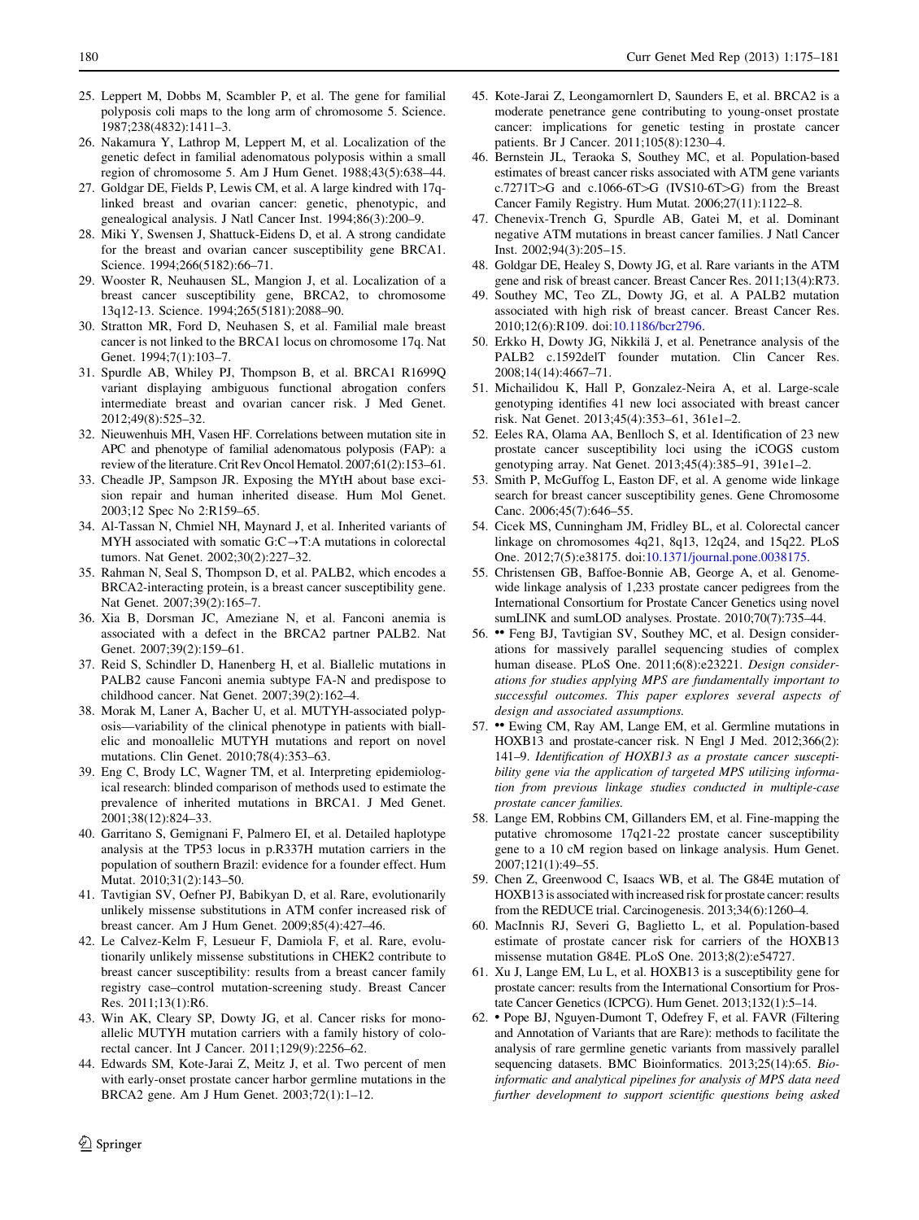25. Leppert M, Dobbs M, Scambler P, et al. The gene for familial polyposis coli maps to the long arm of chromosome 5. Science. 1987;238(4832):1411–3.
26. Nakamura Y, Lathrop M, Leppert M, et al. Localization of the genetic defect in familial adenomatous polyposis within a small region of chromosome 5. Am J Hum Genet. 1988;43(5):638–44.
27. Goldgar DE, Fields P, Lewis CM, et al. A large kindred with 17q-linked breast and ovarian cancer: genetic, phenotypic, and genealogical analysis. J Natl Cancer Inst. 1994;86(3):200–9.
28. Miki Y, Swensen J, Shattuck-Eidens D, et al. A strong candidate for the breast and ovarian cancer susceptibility gene BRCA1. Science. 1994;266(5182):66–71.
29. Wooster R, Neuhausen SL, Mangion J, et al. Localization of a breast cancer susceptibility gene, BRCA2, to chromosome 13q12-13. Science. 1994;265(5181):2088–90.
30. Stratton MR, Ford D, Neuhasen S, et al. Familial male breast cancer is not linked to the BRCA1 locus on chromosome 17q. Nat Genet. 1994;7(1):103–7.
31. Spurdle AB, Whiley PJ, Thompson B, et al. BRCA1 R1699Q variant displaying ambiguous functional abrogation confers intermediate breast and ovarian cancer risk. J Med Genet. 2012;49(8):525–32.
32. Nieuwenhuis MH, Vasen HF. Correlations between mutation site in APC and phenotype of familial adenomatous polyposis (FAP): a review of the literature. Crit Rev Oncol Hematol. 2007;61(2):153–61.
33. Cheadle JP, Sampson JR. Exposing the MYtH about base excision repair and human inherited disease. Hum Mol Genet. 2003;12 Spec No 2:R159–65.
34. Al-Tassan N, Chmiel NH, Maynard J, et al. Inherited variants of MYH associated with somatic G:C→T:A mutations in colorectal tumors. Nat Genet. 2002;30(2):227–32.
35. Rahman N, Seal S, Thompson D, et al. PALB2, which encodes a BRCA2-interacting protein, is a breast cancer susceptibility gene. Nat Genet. 2007;39(2):165–7.
36. Xia B, Dorsman JC, Ameziane N, et al. Fanconi anemia is associated with a defect in the BRCA2 partner PALB2. Nat Genet. 2007;39(2):159–61.
37. Reid S, Schindler D, Hanenberg H, et al. Biallelic mutations in PALB2 cause Fanconi anemia subtype FA-N and predispose to childhood cancer. Nat Genet. 2007;39(2):162–4.
38. Morak M, Laner A, Bacher U, et al. MUTYH-associated polyposis—variability of the clinical phenotype in patients with biallelic and monoallelic MUTYH mutations and report on novel mutations. Clin Genet. 2010;78(4):353–63.
39. Eng C, Brody LC, Wagner TM, et al. Interpreting epidemiological research: blinded comparison of methods used to estimate the prevalence of inherited mutations in BRCA1. J Med Genet. 2001;38(12):824–33.
40. Garritano S, Gemignani F, Palmero EI, et al. Detailed haplotype analysis at the TP53 locus in p.R337H mutation carriers in the population of southern Brazil: evidence for a founder effect. Hum Mutat. 2010;31(2):143–50.
41. Tavtigian SV, Oefner PJ, Babikyan D, et al. Rare, evolutionarily unlikely missense substitutions in ATM confer increased risk of breast cancer. Am J Hum Genet. 2009;85(4):427–46.
42. Le Calvez-Kelm F, Lesueur F, Damiola F, et al. Rare, evolutionarily unlikely missense substitutions in CHEK2 contribute to breast cancer susceptibility: results from a breast cancer family registry case–control mutation-screening study. Breast Cancer Res. 2011;13(1):R6.
43. Win AK, Cleary SP, Dowty JG, et al. Cancer risks for monoallelic MUTYH mutation carriers with a family history of colorectal cancer. Int J Cancer. 2011;129(9):2256–62.
44. Edwards SM, Kote-Jarai Z, Meitz J, et al. Two percent of men with early-onset prostate cancer harbor germline mutations in the BRCA2 gene. Am J Hum Genet. 2003;72(1):1–12.
45. Kote-Jarai Z, Leongamornlert D, Saunders E, et al. BRCA2 is a moderate penetrance gene contributing to young-onset prostate cancer: implications for genetic testing in prostate cancer patients. Br J Cancer. 2011;105(8):1230–4.
46. Bernstein JL, Teraoka S, Southey MC, et al. Population-based estimates of breast cancer risks associated with ATM gene variants c.7271T>G and c.1066-6T>G (IVS10-6T>G) from the Breast Cancer Family Registry. Hum Mutat. 2006;27(11):1122–8.
47. Chenevix-Trench G, Spurdle AB, Gatei M, et al. Dominant negative ATM mutations in breast cancer families. J Natl Cancer Inst. 2002;94(3):205–15.
48. Goldgar DE, Healey S, Dowty JG, et al. Rare variants in the ATM gene and risk of breast cancer. Breast Cancer Res. 2011;13(4):R73.
49. Southey MC, Teo ZL, Dowty JG, et al. A PALB2 mutation associated with high risk of breast cancer. Breast Cancer Res. 2010;12(6):R109. doi:10.1186/bcr2796.
50. Erkko H, Dowty JG, Nikkilä J, et al. Penetrance analysis of the PALB2 c.1592delT founder mutation. Clin Cancer Res. 2008;14(14):4667–71.
51. Michailidou K, Hall P, Gonzalez-Neira A, et al. Large-scale genotyping identifies 41 new loci associated with breast cancer risk. Nat Genet. 2013;45(4):353–61, 361e1–2.
52. Eeles RA, Olama AA, Benlloch S, et al. Identification of 23 new prostate cancer susceptibility loci using the iCOGS custom genotyping array. Nat Genet. 2013;45(4):385–91, 391e1–2.
53. Smith P, McGuffog L, Easton DF, et al. A genome wide linkage search for breast cancer susceptibility genes. Gene Chromosome Canc. 2006;45(7):646–55.
54. Cicek MS, Cunningham JM, Fridley BL, et al. Colorectal cancer linkage on chromosomes 4q21, 8q13, 12q24, and 15q22. PLoS One. 2012;7(5):e38175. doi:10.1371/journal.pone.0038175.
55. Christensen GB, Baffoe-Bonnie AB, George A, et al. Genome-wide linkage analysis of 1,233 prostate cancer pedigrees from the International Consortium for Prostate Cancer Genetics using novel sumLINK and sumLOD analyses. Prostate. 2010;70(7):735–44.
56. •• Feng BJ, Tavtigian SV, Southey MC, et al. Design considerations for massively parallel sequencing studies of complex human disease. PLoS One. 2011;6(8):e23221. *Design considerations for studies applying MPS are fundamentally important to successful outcomes. This paper explores several aspects of design and associated assumptions.*
57. •• Ewing CM, Ray AM, Lange EM, et al. Germline mutations in HOXB13 and prostate-cancer risk. N Engl J Med. 2012;366(2):141–9. *Identification of HOXB13 as a prostate cancer susceptibility gene via the application of targeted MPS utilizing information from previous linkage studies conducted in multiple-case prostate cancer families.*
58. Lange EM, Robbins CM, Gillanders EM, et al. Fine-mapping the putative chromosome 17q21-22 prostate cancer susceptibility gene to a 10 cM region based on linkage analysis. Hum Genet. 2007;121(1):49–55.
59. Chen Z, Greenwood C, Isaacs WB, et al. The G84E mutation of HOXB13 is associated with increased risk for prostate cancer: results from the REDUCE trial. Carcinogenesis. 2013;34(6):1260–4.
60. MacInnis RJ, Severi G, Baglietto L, et al. Population-based estimate of prostate cancer risk for carriers of the HOXB13 missense mutation G84E. PLoS One. 2013;8(2):e54727.
61. Xu J, Lange EM, Lu L, et al. HOXB13 is a susceptibility gene for prostate cancer: results from the International Consortium for Prostate Cancer Genetics (ICPCG). Hum Genet. 2013;132(1):5–14.
62. • Pope BJ, Nguyen-Dumont T, Odefrey F, et al. FAVR (Filtering and Annotation of Variants that are Rare): methods to facilitate the analysis of rare germline genetic variants from massively parallel sequencing datasets. BMC Bioinformatics. 2013;25(14):65. *Bioinformatic and analytical pipelines for analysis of MPS data need further development to support scientific questions being asked*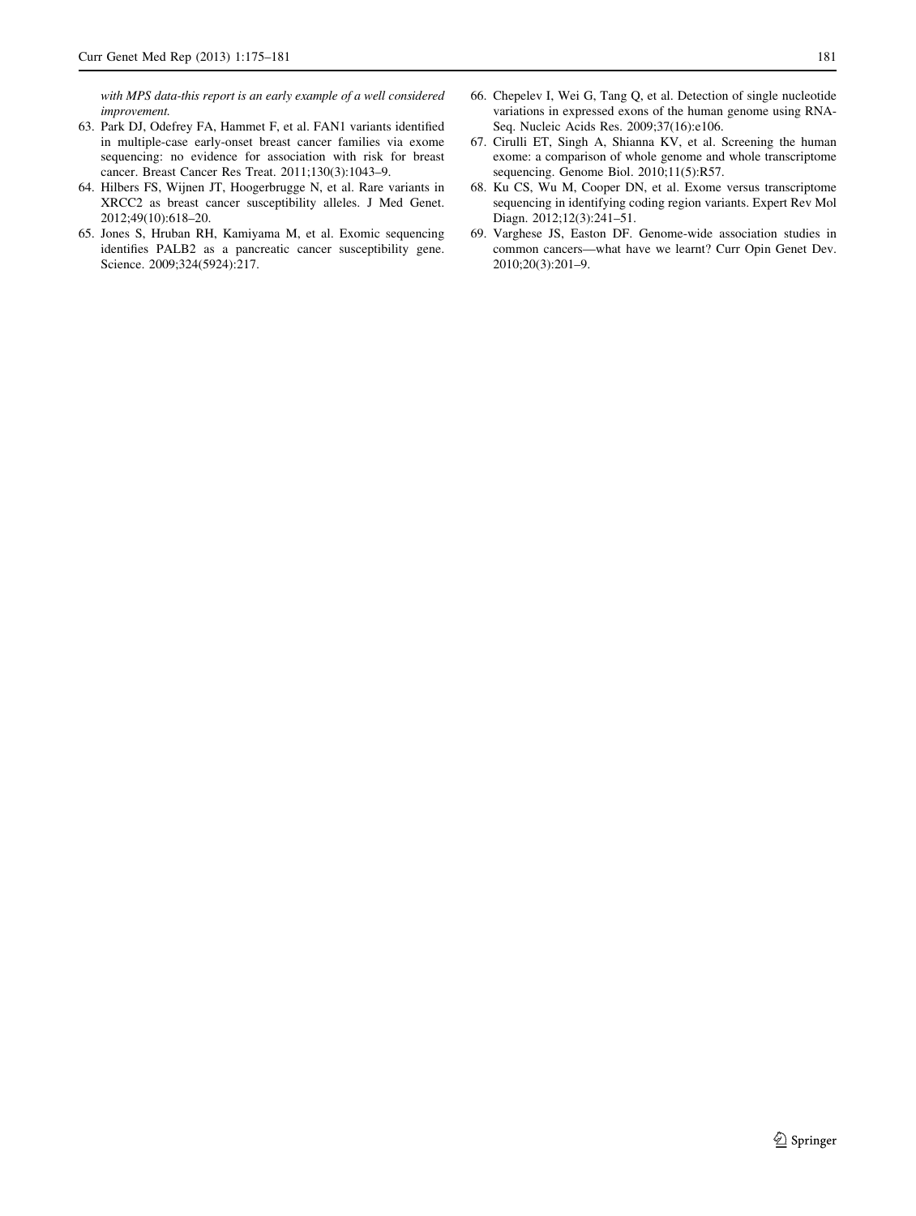*with MPS data-this report is an early example of a well considered improvement.*

63. Park DJ, Odefrey FA, Hammet F, et al. FAN1 variants identified in multiple-case early-onset breast cancer families via exome sequencing: no evidence for association with risk for breast cancer. Breast Cancer Res Treat. 2011;130(3):1043–9.
64. Hilbers FS, Wijnen JT, Hoogerbrugge N, et al. Rare variants in XRCC2 as breast cancer susceptibility alleles. J Med Genet. 2012;49(10):618–20.
65. Jones S, Hruban RH, Kamiyama M, et al. Exomic sequencing identifies PALB2 as a pancreatic cancer susceptibility gene. Science. 2009;324(5924):217.
66. Chepelev I, Wei G, Tang Q, et al. Detection of single nucleotide variations in expressed exons of the human genome using RNA-Seq. Nucleic Acids Res. 2009;37(16):e106.
67. Cirulli ET, Singh A, Shianna KV, et al. Screening the human exome: a comparison of whole genome and whole transcriptome sequencing. Genome Biol. 2010;11(5):R57.
68. Ku CS, Wu M, Cooper DN, et al. Exome versus transcriptome sequencing in identifying coding region variants. Expert Rev Mol Diagn. 2012;12(3):241–51.
69. Varghese JS, Easton DF. Genome-wide association studies in common cancers—what have we learnt? Curr Opin Genet Dev. 2010;20(3):201–9.